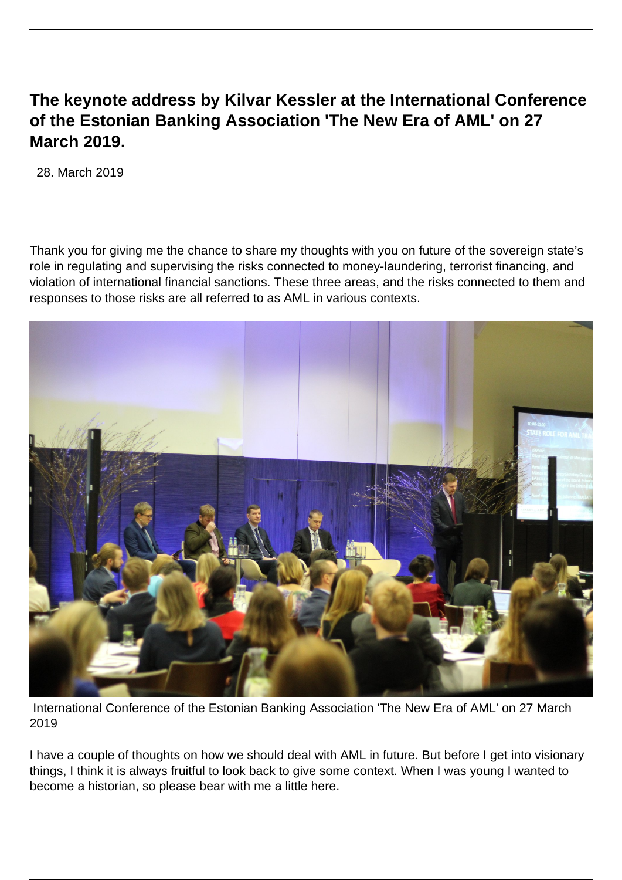# The keynote address by Kilvar Kessler at the International Conference of the Estonian Banking Association 'The New Era of AML' on 27 March 2019.

28. March 2019

Thank you for giving me the chance to share my thoughts with you on future of the sovereign state's role in regulating and supervising the risks connected to money-laundering, terrorist financing, and violation of international financial sanctions. These three areas, and the risks connected to them and responses to those risks are all referred to as AML in various contexts.

International Conference of the Estonian Banking Association 'The New Era of AML' on 27 March 2019

I have a couple of thoughts on how we should deal with AML in future. But before I get into visionary things, I think it is always fruitful to look back to give some context. When I was young I wanted to become a historian, so please bear with me a little here.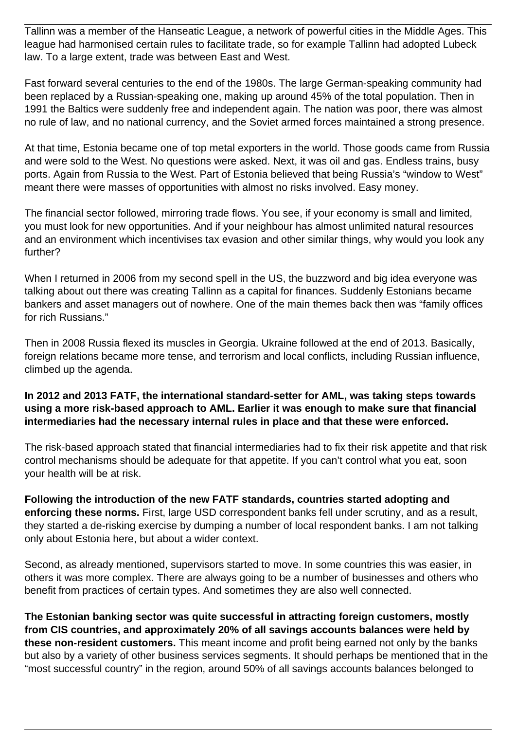Tallinn was a member of the Hanseatic League, a network of powerful cities in the Middle Ages. This league had harmonised certain rules to facilitate trade, so for example Tallinn had adopted Lubeck law. To a large extent, trade was between East and West.

Fast forward several centuries to the end of the 1980s. The large German-speaking community had been replaced by a Russian-speaking one, making up around 45% of the total population. Then in 1991 the Baltics were suddenly free and independent again. The nation was poor, there was almost no rule of law, and no national currency, and the Soviet armed forces maintained a strong presence.

At that time, Estonia became one of top metal exporters in the world. Those goods came from Russia and were sold to the West. No questions were asked. Next, it was oil and gas. Endless trains, busy ports. Again from Russia to the West. Part of Estonia believed that being Russia's "window to West" meant there were masses of opportunities with almost no risks involved. Easy money.

The financial sector followed, mirroring trade flows. You see, if your economy is small and limited, you must look for new opportunities. And if your neighbour has almost unlimited natural resources and an environment which incentivises tax evasion and other similar things, why would you look any further?

When I returned in 2006 from my second spell in the US, the buzzword and big idea everyone was talking about out there was creating Tallinn as a capital for finances. Suddenly Estonians became bankers and asset managers out of nowhere. One of the main themes back then was "family offices for rich Russians."

Then in 2008 Russia flexed its muscles in Georgia. Ukraine followed at the end of 2013. Basically, foreign relations became more tense, and terrorism and local conflicts, including Russian influence, climbed up the agenda.

**In 2012 and 2013 FATF, the international standard-setter for AML, was taking steps towards using a more risk-based approach to AML. Earlier it was enough to make sure that financial intermediaries had the necessary internal rules in place and that these were enforced.**

The risk-based approach stated that financial intermediaries had to fix their risk appetite and that risk control mechanisms should be adequate for that appetite. If you can't control what you eat, soon your health will be at risk.

**Following the introduction of the new FATF standards, countries started adopting and enforcing these norms.** First, large USD correspondent banks fell under scrutiny, and as a result, they started a de-risking exercise by dumping a number of local respondent banks. I am not talking only about Estonia here, but about a wider context.

Second, as already mentioned, supervisors started to move. In some countries this was easier, in others it was more complex. There are always going to be a number of businesses and others who benefit from practices of certain types. And sometimes they are also well connected.

**The Estonian banking sector was quite successful in attracting foreign customers, mostly from CIS countries, and approximately 20% of all savings accounts balances were held by these non-resident customers.** This meant income and profit being earned not only by the banks but also by a variety of other business services segments. It should perhaps be mentioned that in the "most successful country" in the region, around 50% of all savings accounts balances belonged to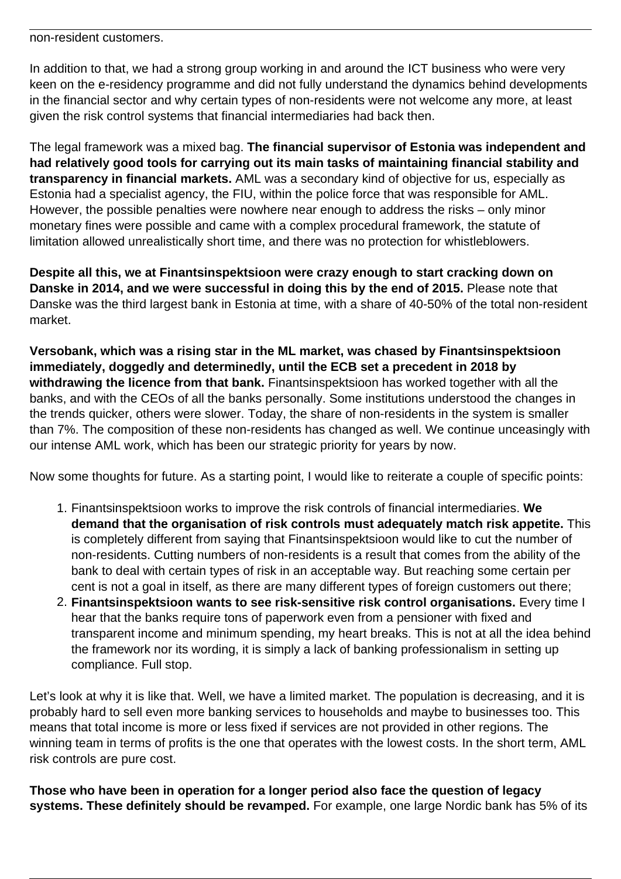non-resident customers.

In addition to that, we had a strong group working in and around the ICT business who were very keen on the e-residency programme and did not fully understand the dynamics behind developments in the financial sector and why certain types of non-residents were not welcome any more, at least given the risk control systems that financial intermediaries had back then.

The legal framework was a mixed bag. **The financial supervisor of Estonia was independent and had relatively good tools for carrying out its main tasks of maintaining financial stability and transparency in financial markets.** AML was a secondary kind of objective for us, especially as Estonia had a specialist agency, the FIU, within the police force that was responsible for AML. However, the possible penalties were nowhere near enough to address the risks – only minor monetary fines were possible and came with a complex procedural framework, the statute of limitation allowed unrealistically short time, and there was no protection for whistleblowers.

**Despite all this, we at Finantsinspektsioon were crazy enough to start cracking down on Danske in 2014, and we were successful in doing this by the end of 2015.** Please note that Danske was the third largest bank in Estonia at time, with a share of 40-50% of the total non-resident market.

**Versobank, which was a rising star in the ML market, was chased by Finantsinspektsioon immediately, doggedly and determinedly, until the ECB set a precedent in 2018 by withdrawing the licence from that bank.** Finantsinspektsioon has worked together with all the banks, and with the CEOs of all the banks personally. Some institutions understood the changes in the trends quicker, others were slower. Today, the share of non-residents in the system is smaller than 7%. The composition of these non-residents has changed as well. We continue unceasingly with our intense AML work, which has been our strategic priority for years by now.

Now some thoughts for future. As a starting point, I would like to reiterate a couple of specific points:

1. Finantsinspektsioon works to improve the risk controls of financial intermediaries. **We demand that the organisation of risk controls must adequately match risk appetite.** This is completely different from saying that Finantsinspektsioon would like to cut the number of non-residents. Cutting numbers of non-residents is a result that comes from the ability of the bank to deal with certain types of risk in an acceptable way. But reaching some certain per cent is not a goal in itself, as there are many different types of foreign customers out there;
2. **Finantsinspektsioon wants to see risk-sensitive risk control organisations.** Every time I hear that the banks require tons of paperwork even from a pensioner with fixed and transparent income and minimum spending, my heart breaks. This is not at all the idea behind the framework nor its wording, it is simply a lack of banking professionalism in setting up compliance. Full stop.

Let's look at why it is like that. Well, we have a limited market. The population is decreasing, and it is probably hard to sell even more banking services to households and maybe to businesses too. This means that total income is more or less fixed if services are not provided in other regions. The winning team in terms of profits is the one that operates with the lowest costs. In the short term, AML risk controls are pure cost.

**Those who have been in operation for a longer period also face the question of legacy systems. These definitely should be revamped.** For example, one large Nordic bank has 5% of its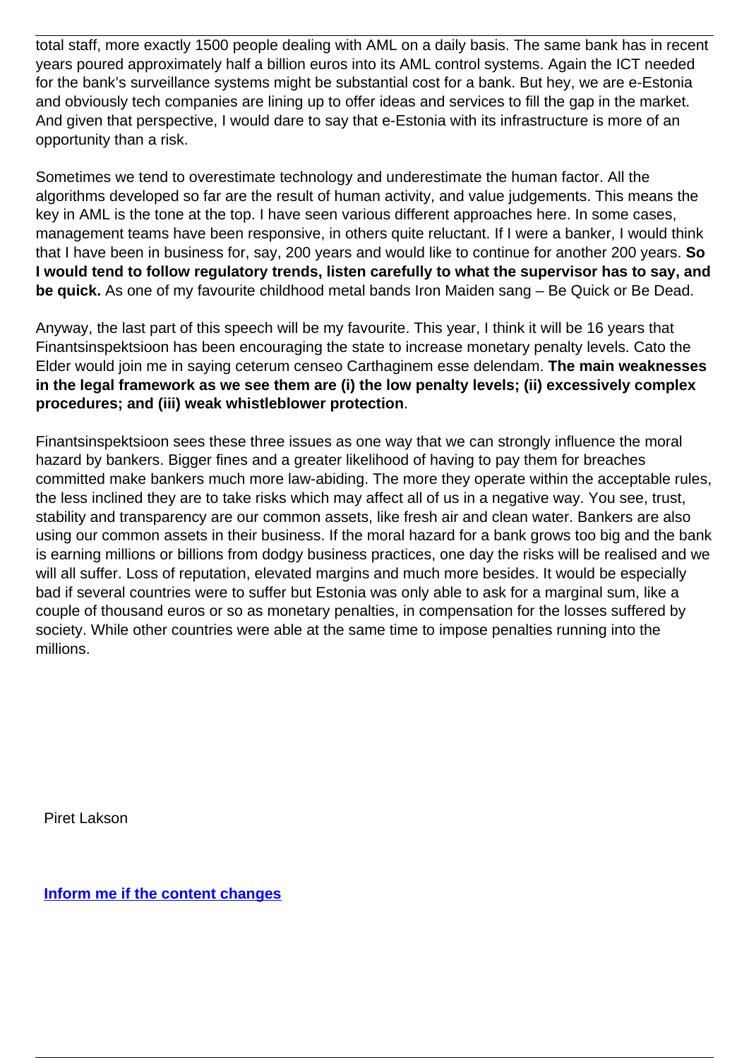total staff, more exactly 1500 people dealing with AML on a daily basis. The same bank has in recent years poured approximately half a billion euros into its AML control systems. Again the ICT needed for the bank's surveillance systems might be substantial cost for a bank. But hey, we are e-Estonia and obviously tech companies are lining up to offer ideas and services to fill the gap in the market. And given that perspective, I would dare to say that e-Estonia with its infrastructure is more of an opportunity than a risk.

Sometimes we tend to overestimate technology and underestimate the human factor. All the algorithms developed so far are the result of human activity, and value judgements. This means the key in AML is the tone at the top. I have seen various different approaches here. In some cases, management teams have been responsive, in others quite reluctant. If I were a banker, I would think that I have been in business for, say, 200 years and would like to continue for another 200 years. **So I would tend to follow regulatory trends, listen carefully to what the supervisor has to say, and be quick.** As one of my favourite childhood metal bands Iron Maiden sang – Be Quick or Be Dead.

Anyway, the last part of this speech will be my favourite. This year, I think it will be 16 years that Finantsinspektsioon has been encouraging the state to increase monetary penalty levels. Cato the Elder would join me in saying ceterum censeo Carthaginem esse delendam. **The main weaknesses in the legal framework as we see them are (i) the low penalty levels; (ii) excessively complex procedures; and (iii) weak whistleblower protection**.

Finantsinspektsioon sees these three issues as one way that we can strongly influence the moral hazard by bankers. Bigger fines and a greater likelihood of having to pay them for breaches committed make bankers much more law-abiding. The more they operate within the acceptable rules, the less inclined they are to take risks which may affect all of us in a negative way. You see, trust, stability and transparency are our common assets, like fresh air and clean water. Bankers are also using our common assets in their business. If the moral hazard for a bank grows too big and the bank is earning millions or billions from dodgy business practices, one day the risks will be realised and we will all suffer. Loss of reputation, elevated margins and much more besides. It would be especially bad if several countries were to suffer but Estonia was only able to ask for a marginal sum, like a couple of thousand euros or so as monetary penalties, in compensation for the losses suffered by society. While other countries were able at the same time to impose penalties running into the millions.

Piret Lakson

**Inform me if the content changes**